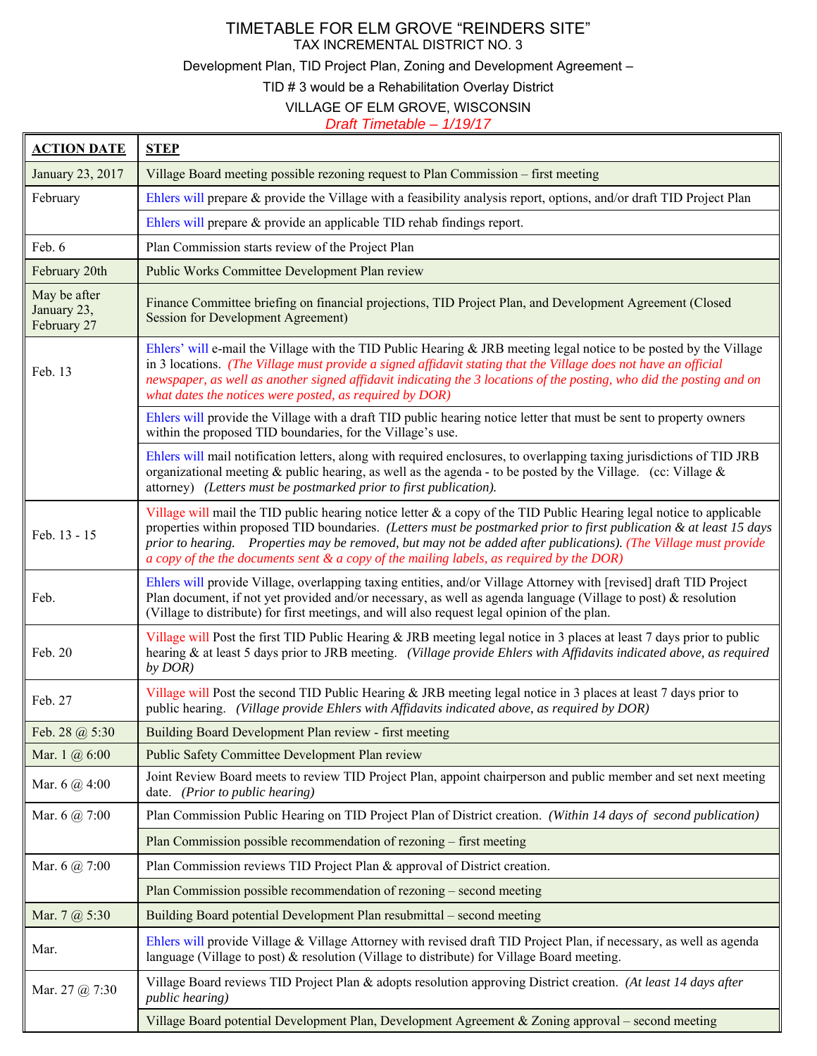# TIMETABLE FOR ELM GROVE "REINDERS SITE"

TAX INCREMENTAL DISTRICT NO. 3

Development Plan, TID Project Plan, Zoning and Development Agreement –

TID # 3 would be a Rehabilitation Overlay District

VILLAGE OF ELM GROVE, WISCONSIN

*Draft Timetable – 1/19/17*

| **ACTION DATE** | **STEP** |
|---|---|
| January 23, 2017 | Village Board meeting possible rezoning request to Plan Commission – first meeting |
| February | Ehlers will prepare & provide the Village with a feasibility analysis report, options, and/or draft TID Project Plan |
| | Ehlers will prepare & provide an applicable TID rehab findings report. |
| Feb. 6 | Plan Commission starts review of the Project Plan |
| February 20th | Public Works Committee Development Plan review |
| May be after January 23, February 27 | Finance Committee briefing on financial projections, TID Project Plan, and Development Agreement (Closed Session for Development Agreement) |
| Feb. 13 | Ehlers' will e-mail the Village with the TID Public Hearing & JRB meeting legal notice to be posted by the Village in 3 locations. *(The Village must provide a signed affidavit stating that the Village does not have an official newspaper, as well as another signed affidavit indicating the 3 locations of the posting, who did the posting and on what dates the notices were posted, as required by DOR)* |
| | Ehlers will provide the Village with a draft TID public hearing notice letter that must be sent to property owners within the proposed TID boundaries, for the Village's use. |
| | Ehlers will mail notification letters, along with required enclosures, to overlapping taxing jurisdictions of TID JRB organizational meeting & public hearing, as well as the agenda - to be posted by the Village. (cc: Village & attorney) *(Letters must be postmarked prior to first publication).* |
| Feb. 13 - 15 | Village will mail the TID public hearing notice letter & a copy of the TID Public Hearing legal notice to applicable properties within proposed TID boundaries. *(Letters must be postmarked prior to first publication & at least 15 days prior to hearing. Properties may be removed, but may not be added after publications). (The Village must provide a copy of the the documents sent & a copy of the mailing labels, as required by the DOR)* |
| Feb. | Ehlers will provide Village, overlapping taxing entities, and/or Village Attorney with [revised] draft TID Project Plan document, if not yet provided and/or necessary, as well as agenda language (Village to post) & resolution (Village to distribute) for first meetings, and will also request legal opinion of the plan. |
| Feb. 20 | Village will Post the first TID Public Hearing & JRB meeting legal notice in 3 places at least 7 days prior to public hearing & at least 5 days prior to JRB meeting. *(Village provide Ehlers with Affidavits indicated above, as required by DOR)* |
| Feb. 27 | Village will Post the second TID Public Hearing & JRB meeting legal notice in 3 places at least 7 days prior to public hearing. *(Village provide Ehlers with Affidavits indicated above, as required by DOR)* |
| Feb. 28 @ 5:30 | Building Board Development Plan review - first meeting |
| Mar. 1 @ 6:00 | Public Safety Committee Development Plan review |
| Mar. 6 @ 4:00 | Joint Review Board meets to review TID Project Plan, appoint chairperson and public member and set next meeting date. *(Prior to public hearing)* |
| Mar. 6 @ 7:00 | Plan Commission Public Hearing on TID Project Plan of District creation. *(Within 14 days of second publication)* |
| | Plan Commission possible recommendation of rezoning – first meeting |
| Mar. 6 @ 7:00 | Plan Commission reviews TID Project Plan & approval of District creation. |
| | Plan Commission possible recommendation of rezoning – second meeting |
| Mar. 7 @ 5:30 | Building Board potential Development Plan resubmittal – second meeting |
| Mar. | Ehlers will provide Village & Village Attorney with revised draft TID Project Plan, if necessary, as well as agenda language (Village to post) & resolution (Village to distribute) for Village Board meeting. |
| Mar. 27 @ 7:30 | Village Board reviews TID Project Plan & adopts resolution approving District creation. *(At least 14 days after public hearing)* |
| | Village Board potential Development Plan, Development Agreement & Zoning approval – second meeting |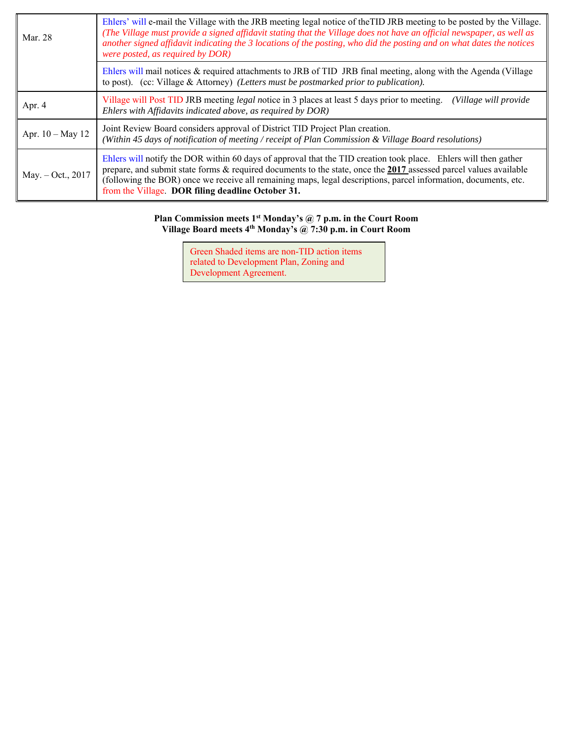| | |
|---|---|
| Mar. 28 | Ehlers' will e-mail the Village with the JRB meeting legal notice of theTID JRB meeting to be posted by the Village. *(The Village must provide a signed affidavit stating that the Village does not have an official newspaper, as well as another signed affidavit indicating the 3 locations of the posting, who did the posting and on what dates the notices were posted, as required by DOR)* |
| | Ehlers will mail notices & required attachments to JRB of TID JRB final meeting, along with the Agenda (Village to post). (cc: Village & Attorney) *(Letters must be postmarked prior to publication).* |
| Apr. 4 | Village will Post TID JRB meeting *legal n*otice in 3 places at least 5 days prior to meeting. *(Village will provide Ehlers with Affidavits indicated above, as required by DOR)* |
| Apr. 10 – May 12 | Joint Review Board considers approval of District TID Project Plan creation. *(Within 45 days of notification of meeting / receipt of Plan Commission & Village Board resolutions)* |
| May. – Oct., 2017 | Ehlers will notify the DOR within 60 days of approval that the TID creation took place. Ehlers will then gather prepare, and submit state forms & required documents to the state, once the **2017** assessed parcel values available (following the BOR) once we receive all remaining maps, legal descriptions, parcel information, documents, etc. from the Village. **DOR filing deadline October 31.** |

**Plan Commission meets 1st Monday's @ 7 p.m. in the Court Room**
**Village Board meets 4th Monday's @ 7:30 p.m. in Court Room**

Green Shaded items are non-TID action items related to Development Plan, Zoning and Development Agreement.